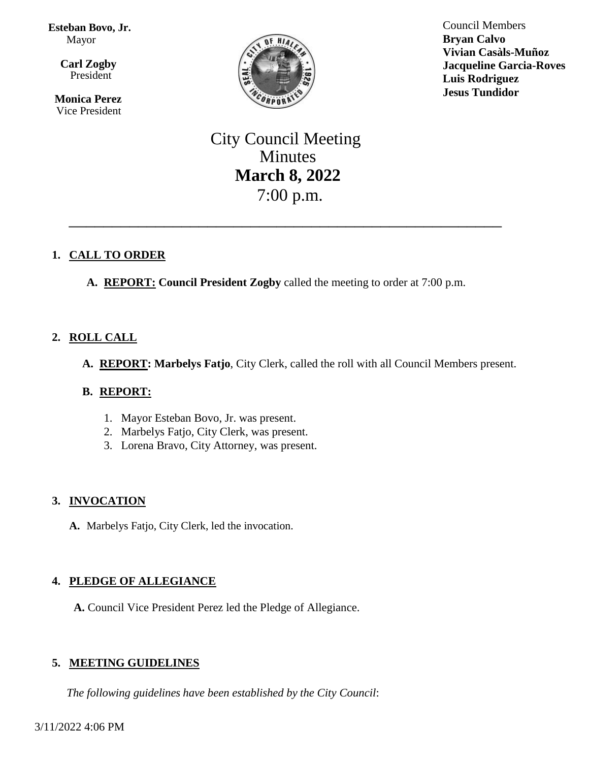**Esteban Bovo, Jr.**
Mayor

**Carl Zogby**
President

**Monica Perez**
Vice President

Council Members
**Bryan Calvo**
**Vivian Casàls-Muñoz**
**Jacqueline Garcia-Roves**
**Luis Rodriguez**
**Jesus Tundidor**

# City Council Meeting
# Minutes
# **March 8, 2022**
# 7:00 p.m.

---

1. **CALL TO ORDER**

   A. **REPORT:** **Council President Zogby** called the meeting to order at 7:00 p.m.

2. **ROLL CALL**

   A. **REPORT: Marbelys Fatjo**, City Clerk, called the roll with all Council Members present.

   B. **REPORT:**

      1. Mayor Esteban Bovo, Jr. was present.
      2. Marbelys Fatjo, City Clerk, was present.
      3. Lorena Bravo, City Attorney, was present.

3. **INVOCATION**

   A. Marbelys Fatjo, City Clerk, led the invocation.

4. **PLEDGE OF ALLEGIANCE**

   A. Council Vice President Perez led the Pledge of Allegiance.

5. **MEETING GUIDELINES**

   *The following guidelines have been established by the City Council*:

3/11/2022 4:06 PM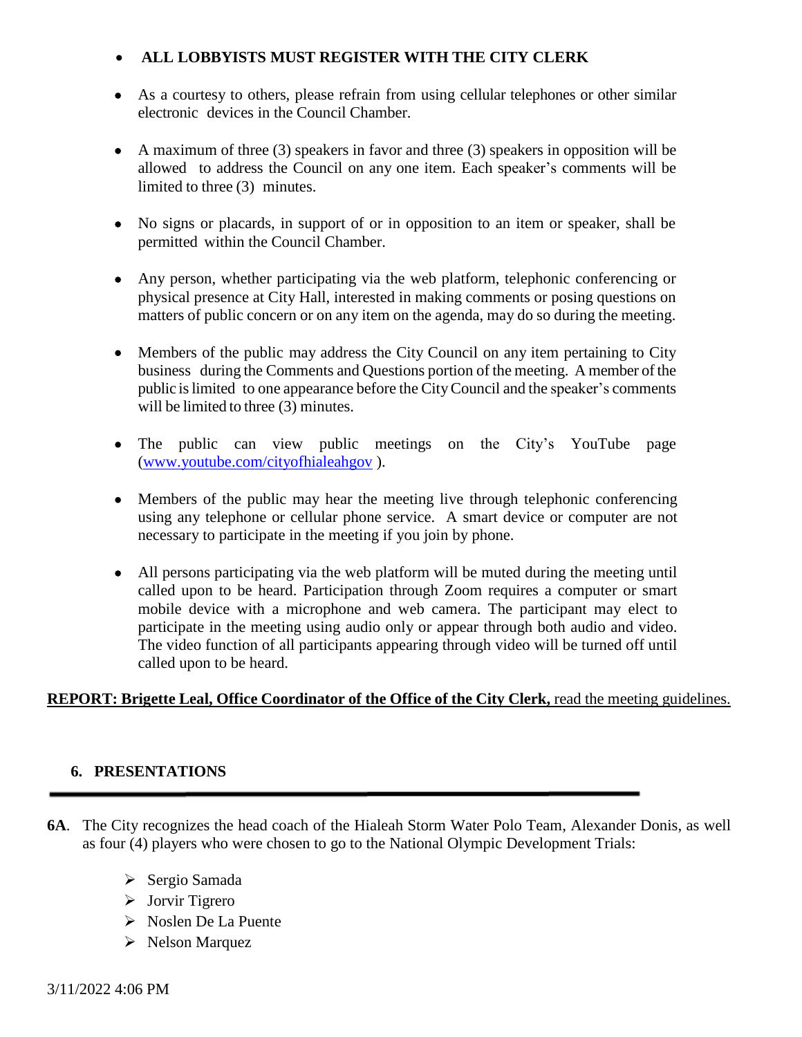- **ALL LOBBYISTS MUST REGISTER WITH THE CITY CLERK**

- As a courtesy to others, please refrain from using cellular telephones or other similar electronic devices in the Council Chamber.

- A maximum of three (3) speakers in favor and three (3) speakers in opposition will be allowed to address the Council on any one item. Each speaker's comments will be limited to three (3) minutes.

- No signs or placards, in support of or in opposition to an item or speaker, shall be permitted within the Council Chamber.

- Any person, whether participating via the web platform, telephonic conferencing or physical presence at City Hall, interested in making comments or posing questions on matters of public concern or on any item on the agenda, may do so during the meeting.

- Members of the public may address the City Council on any item pertaining to City business during the Comments and Questions portion of the meeting. A member of the public is limited to one appearance before the City Council and the speaker's comments will be limited to three (3) minutes.

- The public can view public meetings on the City's YouTube page ([www.youtube.com/cityofhialeahgov](www.youtube.com/cityofhialeahgov) ).

- Members of the public may hear the meeting live through telephonic conferencing using any telephone or cellular phone service. A smart device or computer are not necessary to participate in the meeting if you join by phone.

- All persons participating via the web platform will be muted during the meeting until called upon to be heard. Participation through Zoom requires a computer or smart mobile device with a microphone and web camera. The participant may elect to participate in the meeting using audio only or appear through both audio and video. The video function of all participants appearing through video will be turned off until called upon to be heard.

**REPORT: Brigette Leal, Office Coordinator of the Office of the City Clerk,** read the meeting guidelines.

## 6. PRESENTATIONS

---

**6A**. The City recognizes the head coach of the Hialeah Storm Water Polo Team, Alexander Donis, as well as four (4) players who were chosen to go to the National Olympic Development Trials:

- Sergio Samada
- Jorvir Tigrero
- Noslen De La Puente
- Nelson Marquez

3/11/2022 4:06 PM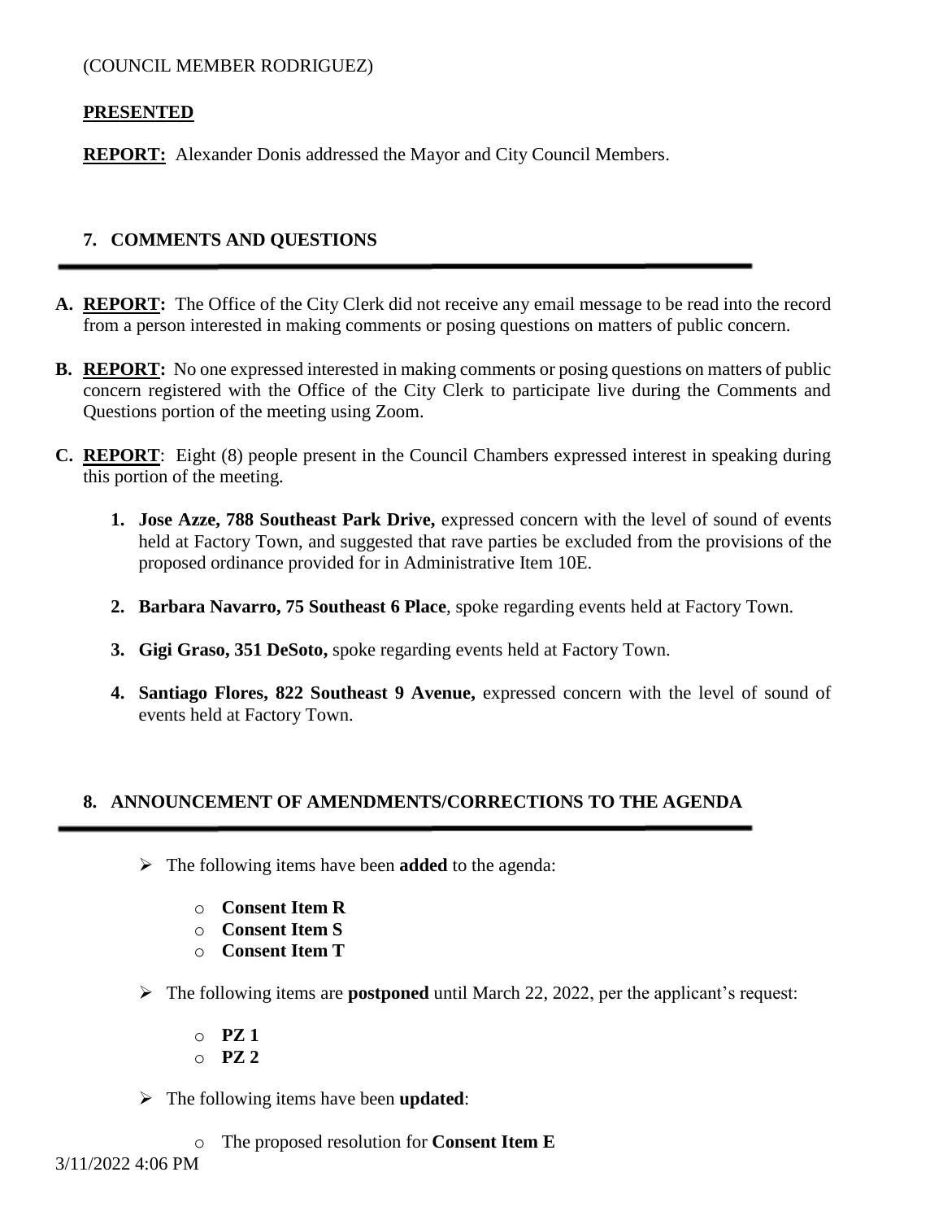(COUNCIL MEMBER RODRIGUEZ)

**PRESENTED**

**REPORT:** Alexander Donis addressed the Mayor and City Council Members.

## 7. COMMENTS AND QUESTIONS

**A. REPORT:** The Office of the City Clerk did not receive any email message to be read into the record from a person interested in making comments or posing questions on matters of public concern.

**B. REPORT:** No one expressed interested in making comments or posing questions on matters of public concern registered with the Office of the City Clerk to participate live during the Comments and Questions portion of the meeting using Zoom.

**C. REPORT**: Eight (8) people present in the Council Chambers expressed interest in speaking during this portion of the meeting.

1. **Jose Azze, 788 Southeast Park Drive,** expressed concern with the level of sound of events held at Factory Town, and suggested that rave parties be excluded from the provisions of the proposed ordinance provided for in Administrative Item 10E.

2. **Barbara Navarro, 75 Southeast 6 Place**, spoke regarding events held at Factory Town.

3. **Gigi Graso, 351 DeSoto,** spoke regarding events held at Factory Town.

4. **Santiago Flores, 822 Southeast 9 Avenue,** expressed concern with the level of sound of events held at Factory Town.

## 8. ANNOUNCEMENT OF AMENDMENTS/CORRECTIONS TO THE AGENDA

- The following items have been **added** to the agenda:
  - **Consent Item R**
  - **Consent Item S**
  - **Consent Item T**
- The following items are **postponed** until March 22, 2022, per the applicant's request:
  - **PZ 1**
  - **PZ 2**
- The following items have been **updated**:
  - The proposed resolution for **Consent Item E**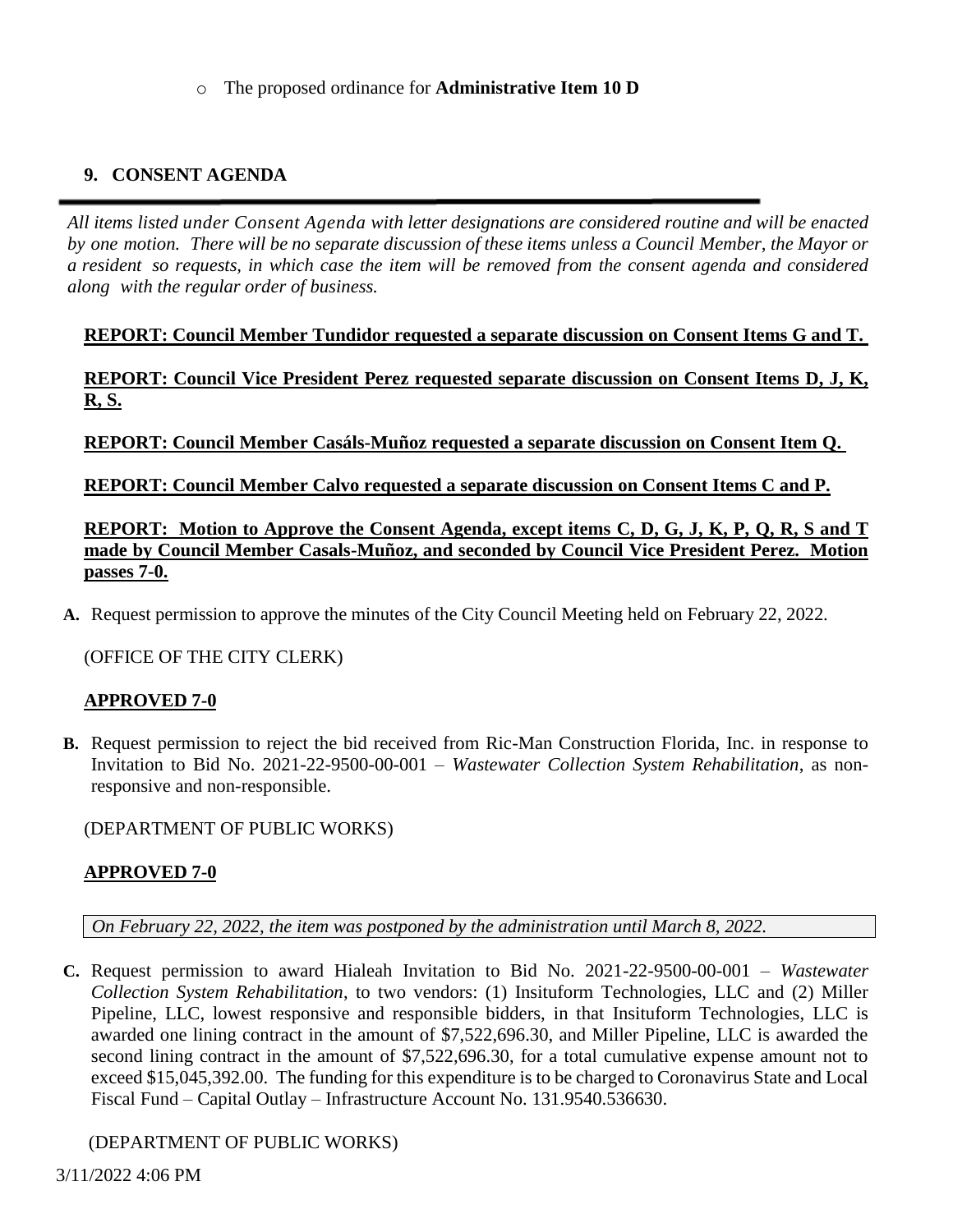- The proposed ordinance for **Administrative Item 10 D**

## 9. CONSENT AGENDA

*All items listed under Consent Agenda with letter designations are considered routine and will be enacted by one motion. There will be no separate discussion of these items unless a Council Member, the Mayor or a resident so requests, in which case the item will be removed from the consent agenda and considered along with the regular order of business.*

**REPORT: Council Member Tundidor requested a separate discussion on Consent Items G and T.**

**REPORT: Council Vice President Perez requested separate discussion on Consent Items D, J, K, R, S.**

**REPORT: Council Member Casáls-Muñoz requested a separate discussion on Consent Item Q.**

**REPORT: Council Member Calvo requested a separate discussion on Consent Items C and P.**

**REPORT: Motion to Approve the Consent Agenda, except items C, D, G, J, K, P, Q, R, S and T made by Council Member Casals-Muñoz, and seconded by Council Vice President Perez. Motion passes 7-0.**

**A.** Request permission to approve the minutes of the City Council Meeting held on February 22, 2022.

(OFFICE OF THE CITY CLERK)

**APPROVED 7-0**

**B.** Request permission to reject the bid received from Ric-Man Construction Florida, Inc. in response to Invitation to Bid No. 2021-22-9500-00-001 – *Wastewater Collection System Rehabilitation*, as non-responsive and non-responsible.

(DEPARTMENT OF PUBLIC WORKS)

**APPROVED 7-0**

*On February 22, 2022, the item was postponed by the administration until March 8, 2022.*

**C.** Request permission to award Hialeah Invitation to Bid No. 2021-22-9500-00-001 – *Wastewater Collection System Rehabilitation*, to two vendors: (1) Insituform Technologies, LLC and (2) Miller Pipeline, LLC, lowest responsive and responsible bidders, in that Insituform Technologies, LLC is awarded one lining contract in the amount of $7,522,696.30, and Miller Pipeline, LLC is awarded the second lining contract in the amount of $7,522,696.30, for a total cumulative expense amount not to exceed $15,045,392.00. The funding for this expenditure is to be charged to Coronavirus State and Local Fiscal Fund – Capital Outlay – Infrastructure Account No. 131.9540.536630.

(DEPARTMENT OF PUBLIC WORKS)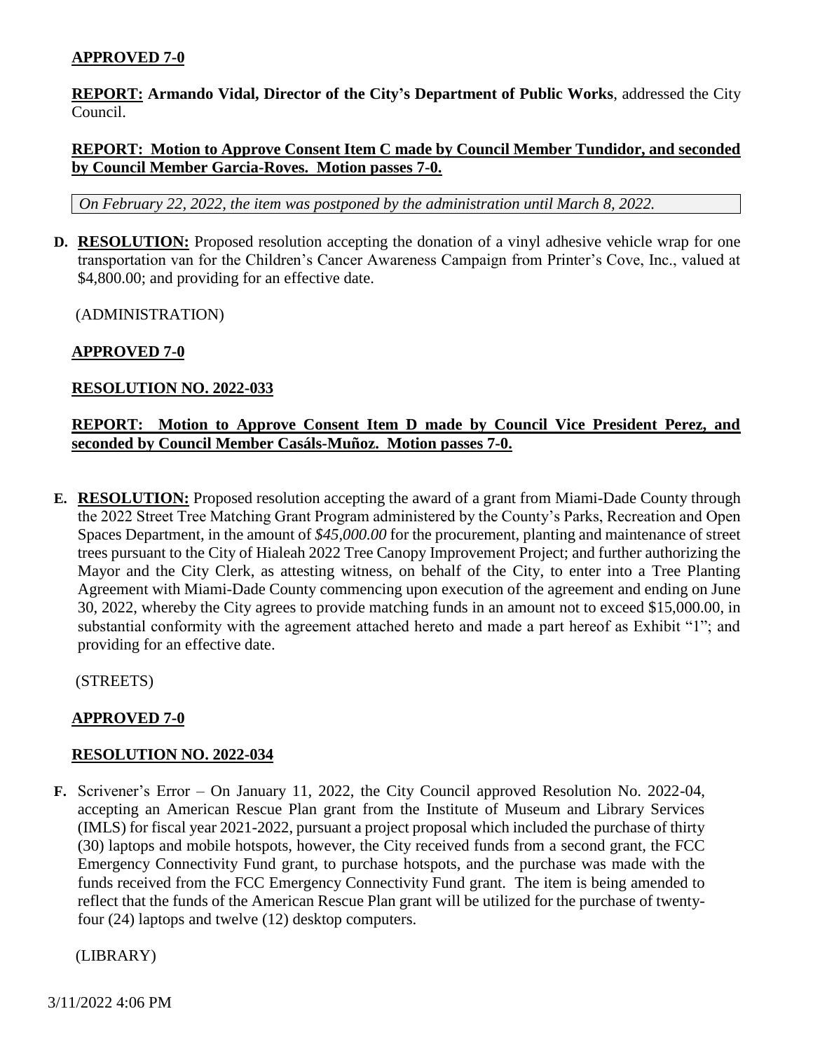**APPROVED 7-0**

**REPORT: Armando Vidal, Director of the City's Department of Public Works**, addressed the City Council.

**REPORT: Motion to Approve Consent Item C made by Council Member Tundidor, and seconded by Council Member Garcia-Roves. Motion passes 7-0.**

*On February 22, 2022, the item was postponed by the administration until March 8, 2022.*

**D. RESOLUTION:** Proposed resolution accepting the donation of a vinyl adhesive vehicle wrap for one transportation van for the Children's Cancer Awareness Campaign from Printer's Cove, Inc., valued at $4,800.00; and providing for an effective date.

(ADMINISTRATION)

**APPROVED 7-0**

**RESOLUTION NO. 2022-033**

**REPORT: Motion to Approve Consent Item D made by Council Vice President Perez, and seconded by Council Member Casáls-Muñoz. Motion passes 7-0.**

**E. RESOLUTION:** Proposed resolution accepting the award of a grant from Miami-Dade County through the 2022 Street Tree Matching Grant Program administered by the County's Parks, Recreation and Open Spaces Department, in the amount of *$45,000.00* for the procurement, planting and maintenance of street trees pursuant to the City of Hialeah 2022 Tree Canopy Improvement Project; and further authorizing the Mayor and the City Clerk, as attesting witness, on behalf of the City, to enter into a Tree Planting Agreement with Miami-Dade County commencing upon execution of the agreement and ending on June 30, 2022, whereby the City agrees to provide matching funds in an amount not to exceed $15,000.00, in substantial conformity with the agreement attached hereto and made a part hereof as Exhibit "1"; and providing for an effective date.

(STREETS)

**APPROVED 7-0**

**RESOLUTION NO. 2022-034**

**F.** Scrivener's Error – On January 11, 2022, the City Council approved Resolution No. 2022-04, accepting an American Rescue Plan grant from the Institute of Museum and Library Services (IMLS) for fiscal year 2021-2022, pursuant a project proposal which included the purchase of thirty (30) laptops and mobile hotspots, however, the City received funds from a second grant, the FCC Emergency Connectivity Fund grant, to purchase hotspots, and the purchase was made with the funds received from the FCC Emergency Connectivity Fund grant. The item is being amended to reflect that the funds of the American Rescue Plan grant will be utilized for the purchase of twenty-four (24) laptops and twelve (12) desktop computers.

(LIBRARY)

3/11/2022 4:06 PM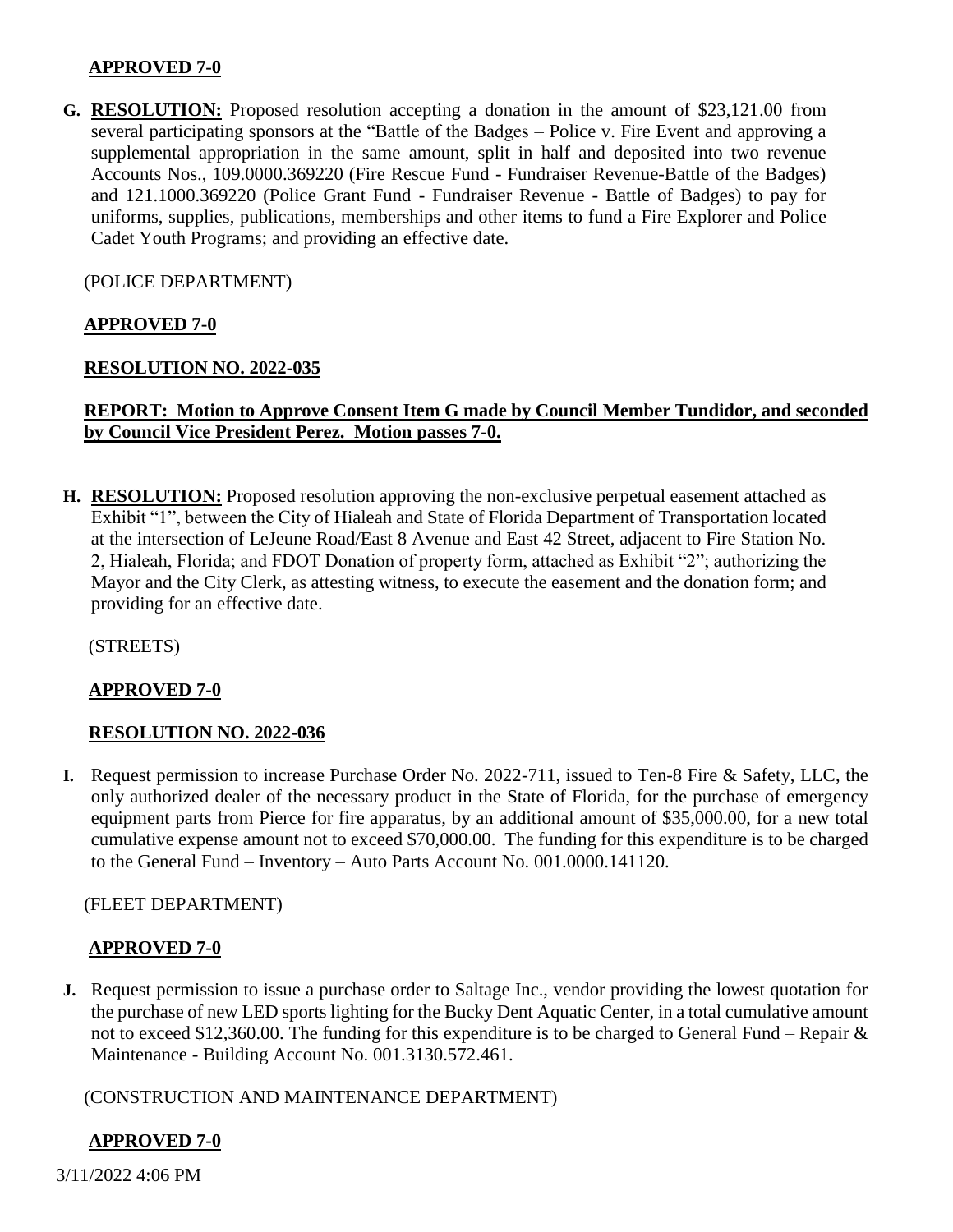**APPROVED 7-0**

**G. RESOLUTION:** Proposed resolution accepting a donation in the amount of $23,121.00 from several participating sponsors at the "Battle of the Badges – Police v. Fire Event and approving a supplemental appropriation in the same amount, split in half and deposited into two revenue Accounts Nos., 109.0000.369220 (Fire Rescue Fund - Fundraiser Revenue-Battle of the Badges) and 121.1000.369220 (Police Grant Fund - Fundraiser Revenue - Battle of Badges) to pay for uniforms, supplies, publications, memberships and other items to fund a Fire Explorer and Police Cadet Youth Programs; and providing an effective date.

(POLICE DEPARTMENT)

**APPROVED 7-0**

**RESOLUTION NO. 2022-035**

**REPORT: Motion to Approve Consent Item G made by Council Member Tundidor, and seconded by Council Vice President Perez. Motion passes 7-0.**

**H. RESOLUTION:** Proposed resolution approving the non-exclusive perpetual easement attached as Exhibit "1", between the City of Hialeah and State of Florida Department of Transportation located at the intersection of LeJeune Road/East 8 Avenue and East 42 Street, adjacent to Fire Station No. 2, Hialeah, Florida; and FDOT Donation of property form, attached as Exhibit "2"; authorizing the Mayor and the City Clerk, as attesting witness, to execute the easement and the donation form; and providing for an effective date.

(STREETS)

**APPROVED 7-0**

**RESOLUTION NO. 2022-036**

**I.** Request permission to increase Purchase Order No. 2022-711, issued to Ten-8 Fire & Safety, LLC, the only authorized dealer of the necessary product in the State of Florida, for the purchase of emergency equipment parts from Pierce for fire apparatus, by an additional amount of $35,000.00, for a new total cumulative expense amount not to exceed $70,000.00. The funding for this expenditure is to be charged to the General Fund – Inventory – Auto Parts Account No. 001.0000.141120.

(FLEET DEPARTMENT)

**APPROVED 7-0**

**J.** Request permission to issue a purchase order to Saltage Inc., vendor providing the lowest quotation for the purchase of new LED sports lighting for the Bucky Dent Aquatic Center, in a total cumulative amount not to exceed $12,360.00. The funding for this expenditure is to be charged to General Fund – Repair & Maintenance - Building Account No. 001.3130.572.461.

(CONSTRUCTION AND MAINTENANCE DEPARTMENT)

**APPROVED 7-0**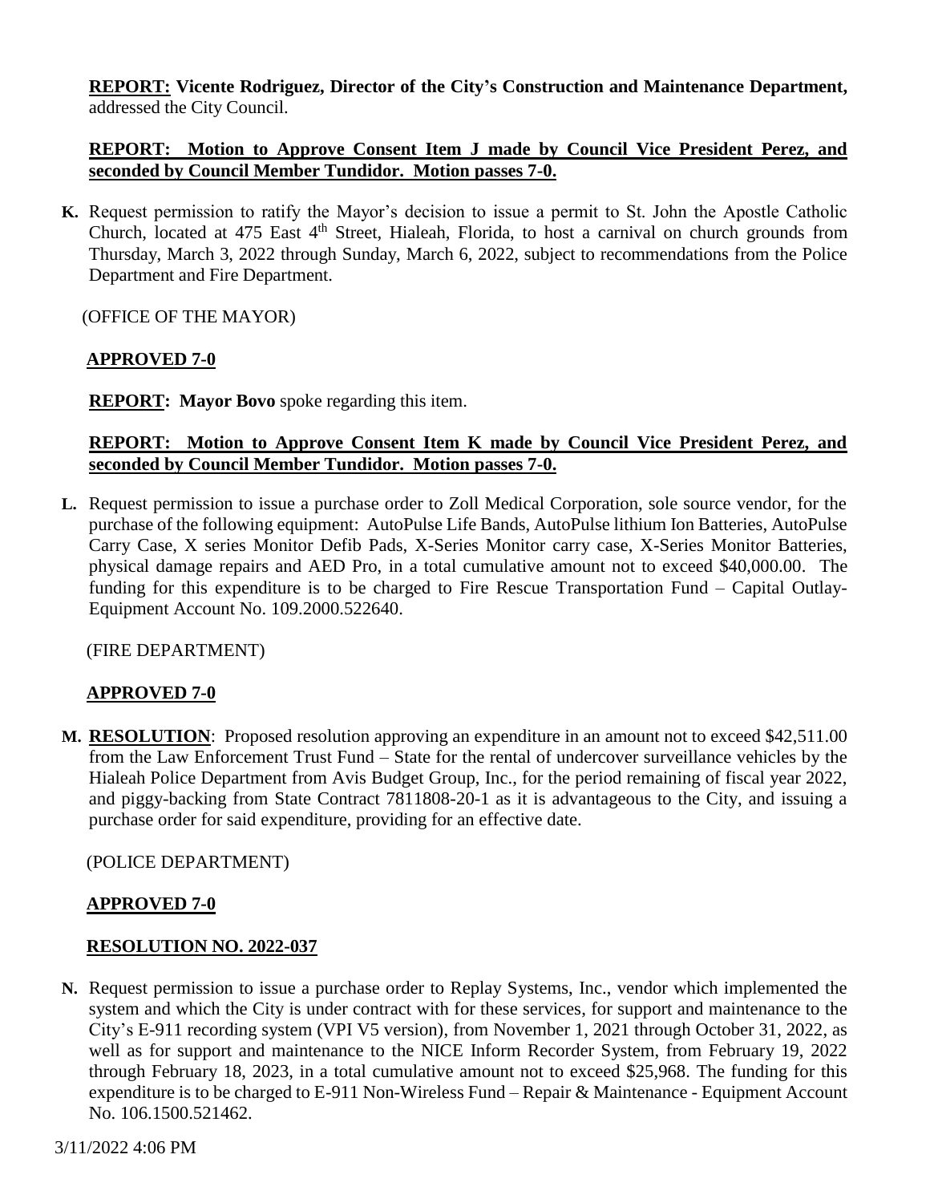**REPORT: Vicente Rodriguez, Director of the City's Construction and Maintenance Department,** addressed the City Council.

**REPORT: Motion to Approve Consent Item J made by Council Vice President Perez, and seconded by Council Member Tundidor. Motion passes 7-0.**

**K.** Request permission to ratify the Mayor's decision to issue a permit to St. John the Apostle Catholic Church, located at 475 East 4th Street, Hialeah, Florida, to host a carnival on church grounds from Thursday, March 3, 2022 through Sunday, March 6, 2022, subject to recommendations from the Police Department and Fire Department.

(OFFICE OF THE MAYOR)

**APPROVED 7-0**

**REPORT: Mayor Bovo** spoke regarding this item.

**REPORT: Motion to Approve Consent Item K made by Council Vice President Perez, and seconded by Council Member Tundidor. Motion passes 7-0.**

**L.** Request permission to issue a purchase order to Zoll Medical Corporation, sole source vendor, for the purchase of the following equipment: AutoPulse Life Bands, AutoPulse lithium Ion Batteries, AutoPulse Carry Case, X series Monitor Defib Pads, X-Series Monitor carry case, X-Series Monitor Batteries, physical damage repairs and AED Pro, in a total cumulative amount not to exceed $40,000.00. The funding for this expenditure is to be charged to Fire Rescue Transportation Fund – Capital Outlay-Equipment Account No. 109.2000.522640.

(FIRE DEPARTMENT)

**APPROVED 7-0**

**M. RESOLUTION**: Proposed resolution approving an expenditure in an amount not to exceed $42,511.00 from the Law Enforcement Trust Fund – State for the rental of undercover surveillance vehicles by the Hialeah Police Department from Avis Budget Group, Inc., for the period remaining of fiscal year 2022, and piggy-backing from State Contract 7811808-20-1 as it is advantageous to the City, and issuing a purchase order for said expenditure, providing for an effective date.

(POLICE DEPARTMENT)

**APPROVED 7-0**

**RESOLUTION NO. 2022-037**

**N.** Request permission to issue a purchase order to Replay Systems, Inc., vendor which implemented the system and which the City is under contract with for these services, for support and maintenance to the City's E-911 recording system (VPI V5 version), from November 1, 2021 through October 31, 2022, as well as for support and maintenance to the NICE Inform Recorder System, from February 19, 2022 through February 18, 2023, in a total cumulative amount not to exceed $25,968. The funding for this expenditure is to be charged to E-911 Non-Wireless Fund – Repair & Maintenance - Equipment Account No. 106.1500.521462.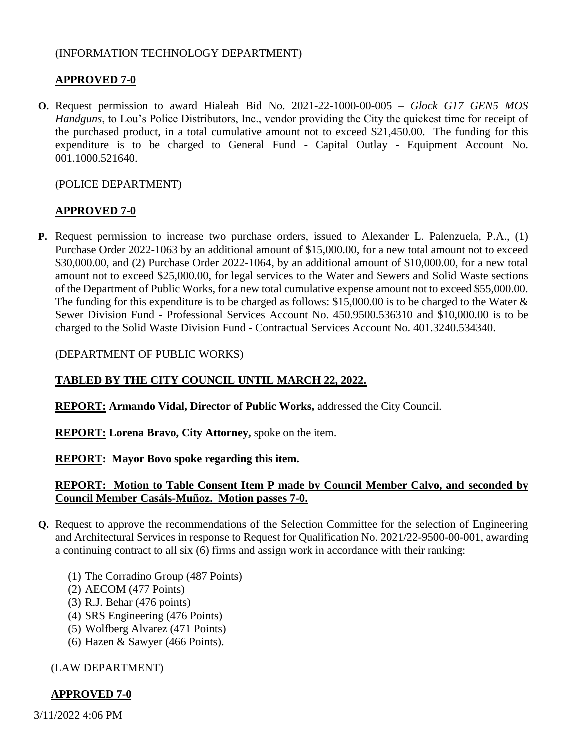(INFORMATION TECHNOLOGY DEPARTMENT)

**APPROVED 7-0**

**O.** Request permission to award Hialeah Bid No. 2021-22-1000-00-005 – *Glock G17 GEN5 MOS Handguns*, to Lou's Police Distributors, Inc., vendor providing the City the quickest time for receipt of the purchased product, in a total cumulative amount not to exceed $21,450.00. The funding for this expenditure is to be charged to General Fund - Capital Outlay - Equipment Account No. 001.1000.521640.

(POLICE DEPARTMENT)

**APPROVED 7-0**

**P.** Request permission to increase two purchase orders, issued to Alexander L. Palenzuela, P.A., (1) Purchase Order 2022-1063 by an additional amount of $15,000.00, for a new total amount not to exceed $30,000.00, and (2) Purchase Order 2022-1064, by an additional amount of $10,000.00, for a new total amount not to exceed $25,000.00, for legal services to the Water and Sewers and Solid Waste sections of the Department of Public Works, for a new total cumulative expense amount not to exceed $55,000.00. The funding for this expenditure is to be charged as follows: $15,000.00 is to be charged to the Water & Sewer Division Fund - Professional Services Account No. 450.9500.536310 and $10,000.00 is to be charged to the Solid Waste Division Fund - Contractual Services Account No. 401.3240.534340.

(DEPARTMENT OF PUBLIC WORKS)

**TABLED BY THE CITY COUNCIL UNTIL MARCH 22, 2022.**

**REPORT: Armando Vidal, Director of Public Works,** addressed the City Council.

**REPORT: Lorena Bravo, City Attorney,** spoke on the item.

**REPORT: Mayor Bovo spoke regarding this item.**

**REPORT: Motion to Table Consent Item P made by Council Member Calvo, and seconded by Council Member Casáls-Muñoz. Motion passes 7-0.**

**Q.** Request to approve the recommendations of the Selection Committee for the selection of Engineering and Architectural Services in response to Request for Qualification No. 2021/22-9500-00-001, awarding a continuing contract to all six (6) firms and assign work in accordance with their ranking:

(1) The Corradino Group (487 Points)
(2) AECOM (477 Points)
(3) R.J. Behar (476 points)
(4) SRS Engineering (476 Points)
(5) Wolfberg Alvarez (471 Points)
(6) Hazen & Sawyer (466 Points).

(LAW DEPARTMENT)

**APPROVED 7-0**

3/11/2022 4:06 PM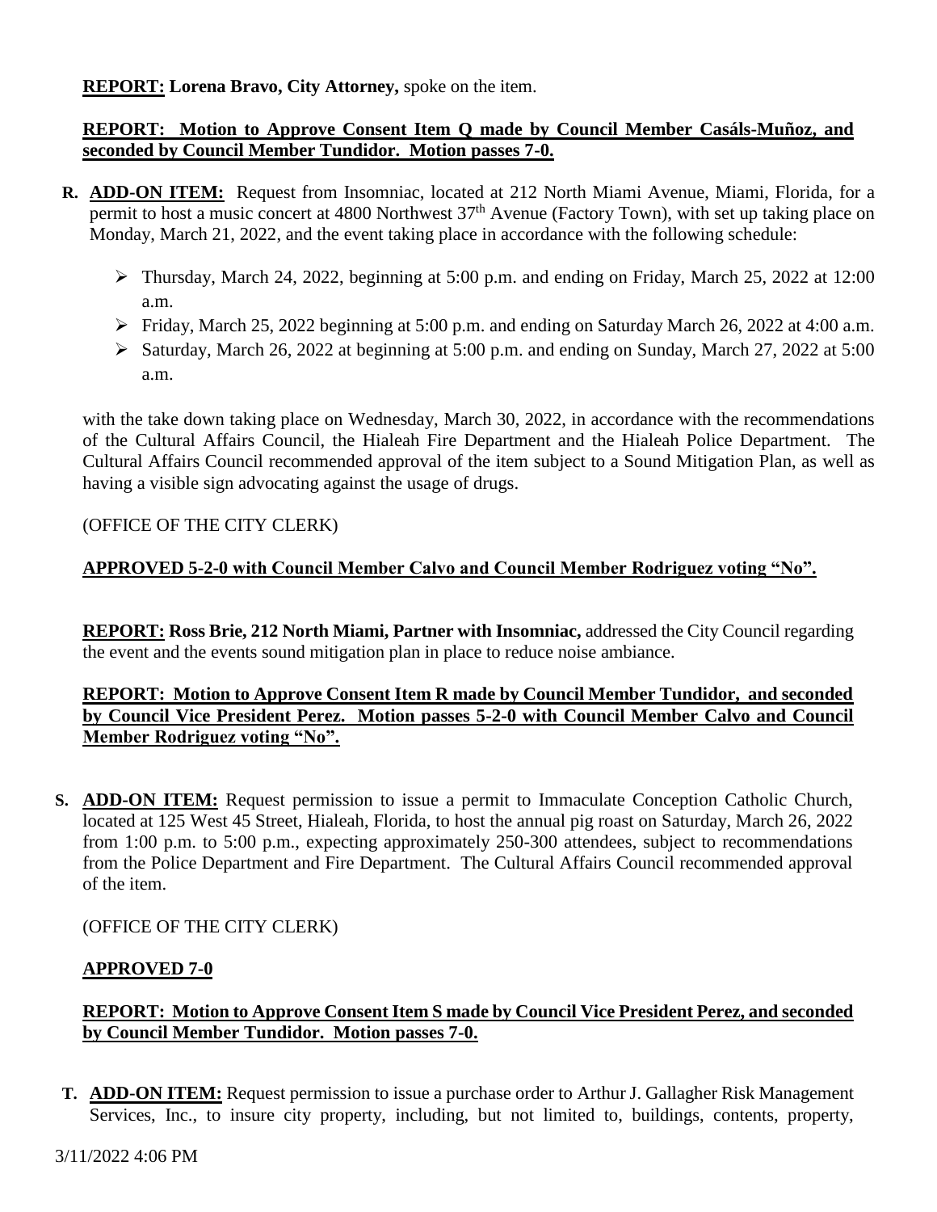**REPORT: Lorena Bravo, City Attorney,** spoke on the item.

**REPORT: Motion to Approve Consent Item Q made by Council Member Casáls-Muñoz, and seconded by Council Member Tundidor. Motion passes 7-0.**

**R. ADD-ON ITEM:** Request from Insomniac, located at 212 North Miami Avenue, Miami, Florida, for a permit to host a music concert at 4800 Northwest 37th Avenue (Factory Town), with set up taking place on Monday, March 21, 2022, and the event taking place in accordance with the following schedule:

- Thursday, March 24, 2022, beginning at 5:00 p.m. and ending on Friday, March 25, 2022 at 12:00 a.m.
- Friday, March 25, 2022 beginning at 5:00 p.m. and ending on Saturday March 26, 2022 at 4:00 a.m.
- Saturday, March 26, 2022 at beginning at 5:00 p.m. and ending on Sunday, March 27, 2022 at 5:00 a.m.

with the take down taking place on Wednesday, March 30, 2022, in accordance with the recommendations of the Cultural Affairs Council, the Hialeah Fire Department and the Hialeah Police Department. The Cultural Affairs Council recommended approval of the item subject to a Sound Mitigation Plan, as well as having a visible sign advocating against the usage of drugs.

(OFFICE OF THE CITY CLERK)

**APPROVED 5-2-0 with Council Member Calvo and Council Member Rodriguez voting "No".**

**REPORT: Ross Brie, 212 North Miami, Partner with Insomniac,** addressed the City Council regarding the event and the events sound mitigation plan in place to reduce noise ambiance.

**REPORT: Motion to Approve Consent Item R made by Council Member Tundidor, and seconded by Council Vice President Perez. Motion passes 5-2-0 with Council Member Calvo and Council Member Rodriguez voting "No".**

**S. ADD-ON ITEM:** Request permission to issue a permit to Immaculate Conception Catholic Church, located at 125 West 45 Street, Hialeah, Florida, to host the annual pig roast on Saturday, March 26, 2022 from 1:00 p.m. to 5:00 p.m., expecting approximately 250-300 attendees, subject to recommendations from the Police Department and Fire Department. The Cultural Affairs Council recommended approval of the item.

(OFFICE OF THE CITY CLERK)

**APPROVED 7-0**

**REPORT: Motion to Approve Consent Item S made by Council Vice President Perez, and seconded by Council Member Tundidor. Motion passes 7-0.**

**T. ADD-ON ITEM:** Request permission to issue a purchase order to Arthur J. Gallagher Risk Management Services, Inc., to insure city property, including, but not limited to, buildings, contents, property,

3/11/2022 4:06 PM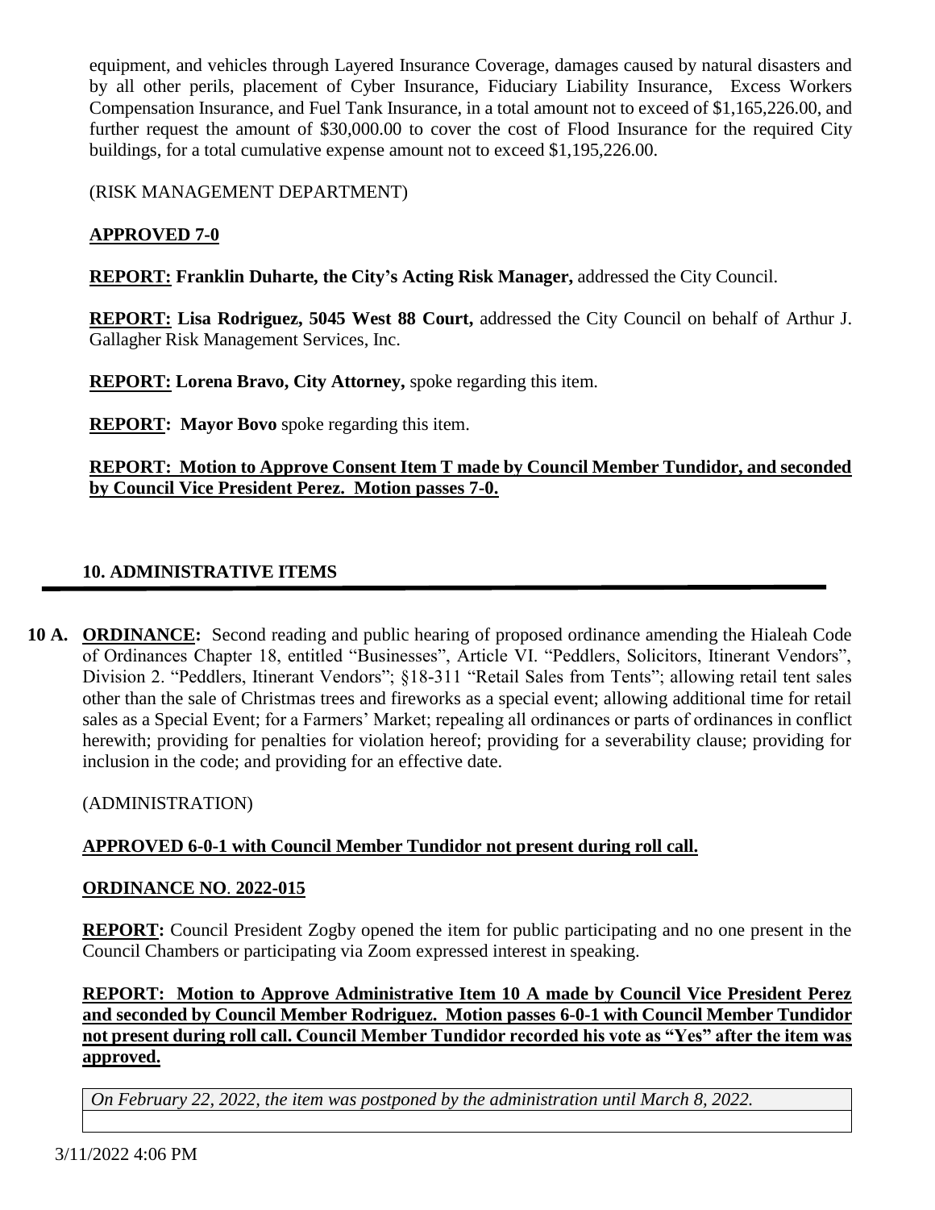equipment, and vehicles through Layered Insurance Coverage, damages caused by natural disasters and by all other perils, placement of Cyber Insurance, Fiduciary Liability Insurance, Excess Workers Compensation Insurance, and Fuel Tank Insurance, in a total amount not to exceed of $1,165,226.00, and further request the amount of $30,000.00 to cover the cost of Flood Insurance for the required City buildings, for a total cumulative expense amount not to exceed $1,195,226.00.

(RISK MANAGEMENT DEPARTMENT)

**APPROVED 7-0**

**REPORT: Franklin Duharte, the City's Acting Risk Manager,** addressed the City Council.

**REPORT: Lisa Rodriguez, 5045 West 88 Court,** addressed the City Council on behalf of Arthur J. Gallagher Risk Management Services, Inc.

**REPORT: Lorena Bravo, City Attorney,** spoke regarding this item.

**REPORT: Mayor Bovo** spoke regarding this item.

**REPORT: Motion to Approve Consent Item T made by Council Member Tundidor, and seconded by Council Vice President Perez. Motion passes 7-0.**

## 10. ADMINISTRATIVE ITEMS

**10 A. ORDINANCE:** Second reading and public hearing of proposed ordinance amending the Hialeah Code of Ordinances Chapter 18, entitled "Businesses", Article VI. "Peddlers, Solicitors, Itinerant Vendors", Division 2. "Peddlers, Itinerant Vendors"; §18-311 "Retail Sales from Tents"; allowing retail tent sales other than the sale of Christmas trees and fireworks as a special event; allowing additional time for retail sales as a Special Event; for a Farmers' Market; repealing all ordinances or parts of ordinances in conflict herewith; providing for penalties for violation hereof; providing for a severability clause; providing for inclusion in the code; and providing for an effective date.

(ADMINISTRATION)

**APPROVED 6-0-1 with Council Member Tundidor not present during roll call.**

**ORDINANCE NO. 2022-015**

**REPORT:** Council President Zogby opened the item for public participating and no one present in the Council Chambers or participating via Zoom expressed interest in speaking.

**REPORT: Motion to Approve Administrative Item 10 A made by Council Vice President Perez and seconded by Council Member Rodriguez. Motion passes 6-0-1 with Council Member Tundidor not present during roll call. Council Member Tundidor recorded his vote as "Yes" after the item was approved.**

*On February 22, 2022, the item was postponed by the administration until March 8, 2022.*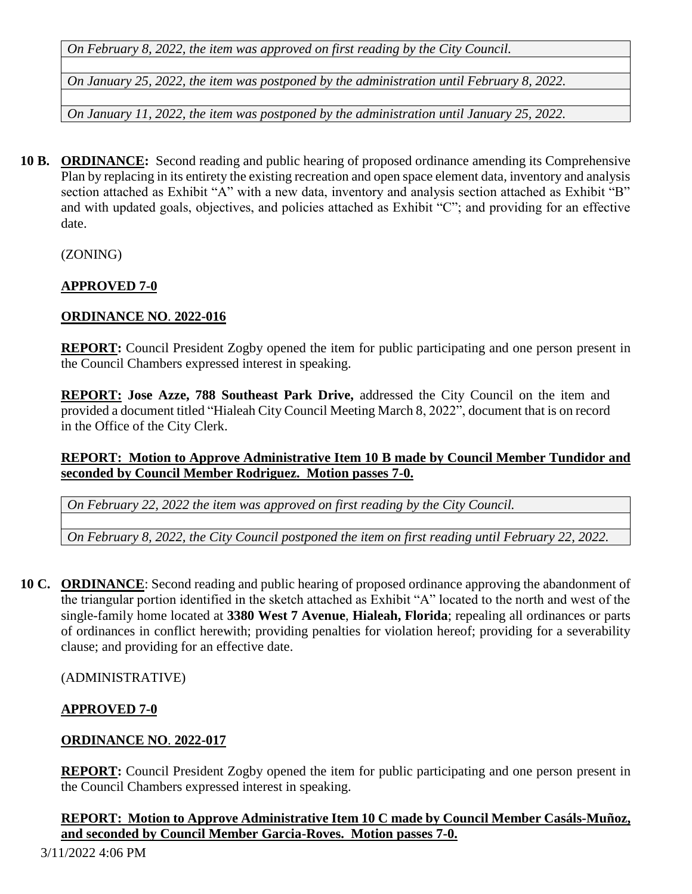| *On February 8, 2022, the item was approved on first reading by the City Council.* |
| --- |
| |
| *On January 25, 2022, the item was postponed by the administration until February 8, 2022.* |
| |
| *On January 11, 2022, the item was postponed by the administration until January 25, 2022.* |

**10 B.** **ORDINANCE:** Second reading and public hearing of proposed ordinance amending its Comprehensive Plan by replacing in its entirety the existing recreation and open space element data, inventory and analysis section attached as Exhibit "A" with a new data, inventory and analysis section attached as Exhibit "B" and with updated goals, objectives, and policies attached as Exhibit "C"; and providing for an effective date.

(ZONING)

**APPROVED 7-0**

**ORDINANCE NO. 2022-016**

**REPORT:** Council President Zogby opened the item for public participating and one person present in the Council Chambers expressed interest in speaking.

**REPORT:** **Jose Azze, 788 Southeast Park Drive,** addressed the City Council on the item and provided a document titled "Hialeah City Council Meeting March 8, 2022", document that is on record in the Office of the City Clerk.

**REPORT: Motion to Approve Administrative Item 10 B made by Council Member Tundidor and seconded by Council Member Rodriguez. Motion passes 7-0.**

| *On February 22, 2022 the item was approved on first reading by the City Council.* |
| --- |
| |
| *On February 8, 2022, the City Council postponed the item on first reading until February 22, 2022.* |

**10 C.** **ORDINANCE**: Second reading and public hearing of proposed ordinance approving the abandonment of the triangular portion identified in the sketch attached as Exhibit "A" located to the north and west of the single-family home located at **3380 West 7 Avenue**, **Hialeah, Florida**; repealing all ordinances or parts of ordinances in conflict herewith; providing penalties for violation hereof; providing for a severability clause; and providing for an effective date.

(ADMINISTRATIVE)

**APPROVED 7-0**

**ORDINANCE NO. 2022-017**

**REPORT:** Council President Zogby opened the item for public participating and one person present in the Council Chambers expressed interest in speaking.

**REPORT: Motion to Approve Administrative Item 10 C made by Council Member Casáls-Muñoz, and seconded by Council Member Garcia-Roves. Motion passes 7-0.**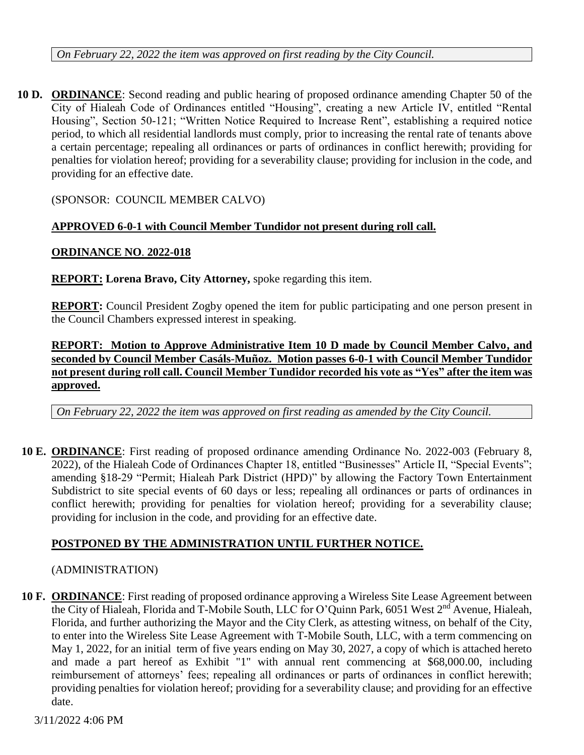*On February 22, 2022 the item was approved on first reading by the City Council.*

**10 D.** **ORDINANCE**: Second reading and public hearing of proposed ordinance amending Chapter 50 of the City of Hialeah Code of Ordinances entitled "Housing", creating a new Article IV, entitled "Rental Housing", Section 50-121; "Written Notice Required to Increase Rent", establishing a required notice period, to which all residential landlords must comply, prior to increasing the rental rate of tenants above a certain percentage; repealing all ordinances or parts of ordinances in conflict herewith; providing for penalties for violation hereof; providing for a severability clause; providing for inclusion in the code, and providing for an effective date.

(SPONSOR: COUNCIL MEMBER CALVO)

**APPROVED 6-0-1 with Council Member Tundidor not present during roll call.**

**ORDINANCE NO. 2022-018**

**REPORT: Lorena Bravo, City Attorney,** spoke regarding this item.

**REPORT:** Council President Zogby opened the item for public participating and one person present in the Council Chambers expressed interest in speaking.

**REPORT: Motion to Approve Administrative Item 10 D made by Council Member Calvo, and seconded by Council Member Casáls-Muñoz. Motion passes 6-0-1 with Council Member Tundidor not present during roll call. Council Member Tundidor recorded his vote as "Yes" after the item was approved.**

*On February 22, 2022 the item was approved on first reading as amended by the City Council.*

**10 E.** **ORDINANCE**: First reading of proposed ordinance amending Ordinance No. 2022-003 (February 8, 2022), of the Hialeah Code of Ordinances Chapter 18, entitled "Businesses" Article II, "Special Events"; amending §18-29 "Permit; Hialeah Park District (HPD)" by allowing the Factory Town Entertainment Subdistrict to site special events of 60 days or less; repealing all ordinances or parts of ordinances in conflict herewith; providing for penalties for violation hereof; providing for a severability clause; providing for inclusion in the code, and providing for an effective date.

**POSTPONED BY THE ADMINISTRATION UNTIL FURTHER NOTICE.**

(ADMINISTRATION)

**10 F.** **ORDINANCE**: First reading of proposed ordinance approving a Wireless Site Lease Agreement between the City of Hialeah, Florida and T-Mobile South, LLC for O'Quinn Park, 6051 West 2nd Avenue, Hialeah, Florida, and further authorizing the Mayor and the City Clerk, as attesting witness, on behalf of the City, to enter into the Wireless Site Lease Agreement with T-Mobile South, LLC, with a term commencing on May 1, 2022, for an initial term of five years ending on May 30, 2027, a copy of which is attached hereto and made a part hereof as Exhibit "1" with annual rent commencing at $68,000.00, including reimbursement of attorneys' fees; repealing all ordinances or parts of ordinances in conflict herewith; providing penalties for violation hereof; providing for a severability clause; and providing for an effective date.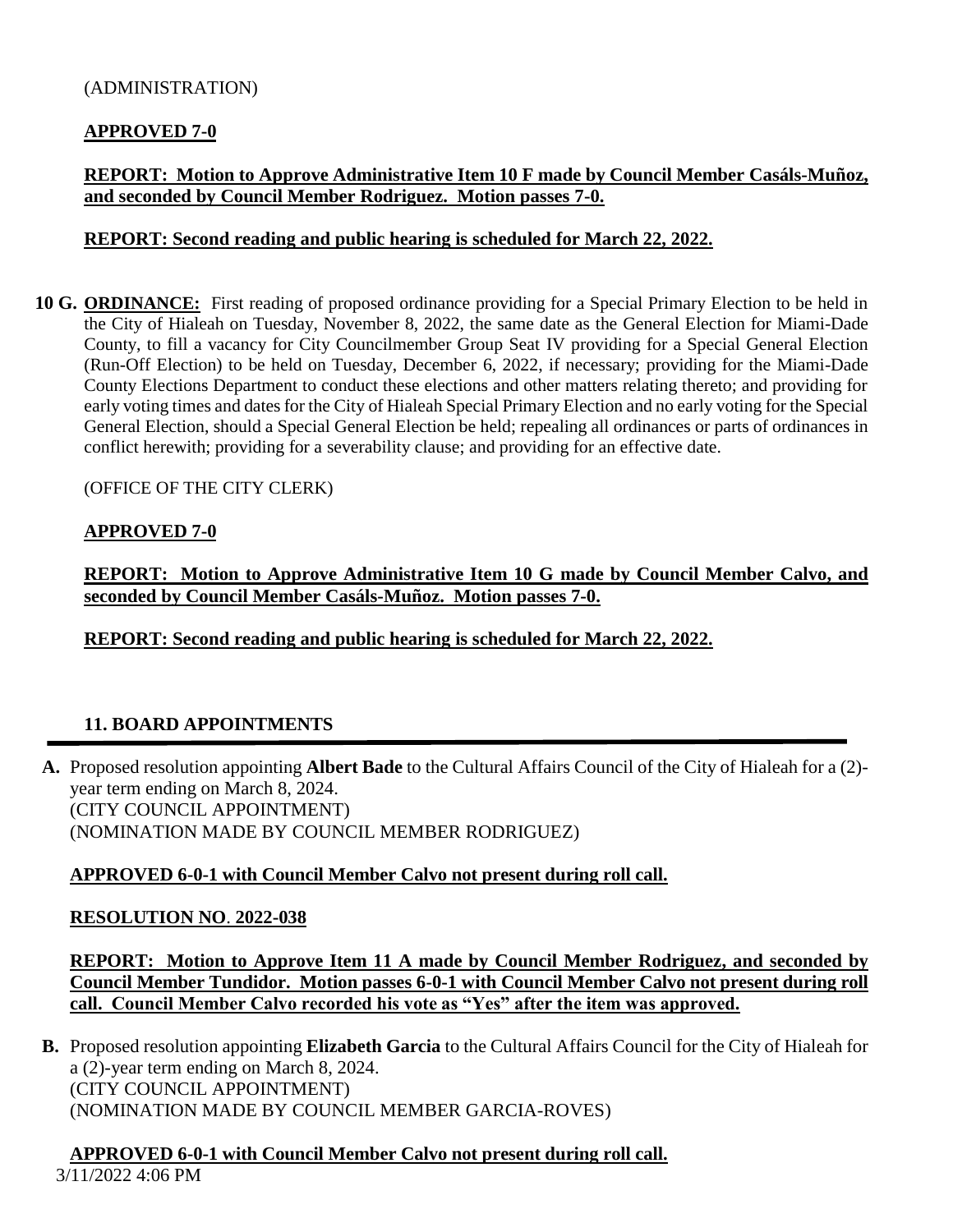(ADMINISTRATION)

**APPROVED 7-0**

**REPORT: Motion to Approve Administrative Item 10 F made by Council Member Casáls-Muñoz, and seconded by Council Member Rodriguez. Motion passes 7-0.**

**REPORT: Second reading and public hearing is scheduled for March 22, 2022.**

**10 G. ORDINANCE:** First reading of proposed ordinance providing for a Special Primary Election to be held in the City of Hialeah on Tuesday, November 8, 2022, the same date as the General Election for Miami-Dade County, to fill a vacancy for City Councilmember Group Seat IV providing for a Special General Election (Run-Off Election) to be held on Tuesday, December 6, 2022, if necessary; providing for the Miami-Dade County Elections Department to conduct these elections and other matters relating thereto; and providing for early voting times and dates for the City of Hialeah Special Primary Election and no early voting for the Special General Election, should a Special General Election be held; repealing all ordinances or parts of ordinances in conflict herewith; providing for a severability clause; and providing for an effective date.

(OFFICE OF THE CITY CLERK)

**APPROVED 7-0**

**REPORT: Motion to Approve Administrative Item 10 G made by Council Member Calvo, and seconded by Council Member Casáls-Muñoz. Motion passes 7-0.**

**REPORT: Second reading and public hearing is scheduled for March 22, 2022.**

## 11. BOARD APPOINTMENTS

**A.** Proposed resolution appointing **Albert Bade** to the Cultural Affairs Council of the City of Hialeah for a (2)-year term ending on March 8, 2024.
(CITY COUNCIL APPOINTMENT)
(NOMINATION MADE BY COUNCIL MEMBER RODRIGUEZ)

**APPROVED 6-0-1 with Council Member Calvo not present during roll call.**

**RESOLUTION NO. 2022-038**

**REPORT: Motion to Approve Item 11 A made by Council Member Rodriguez, and seconded by Council Member Tundidor. Motion passes 6-0-1 with Council Member Calvo not present during roll call. Council Member Calvo recorded his vote as "Yes" after the item was approved.**

**B.** Proposed resolution appointing **Elizabeth Garcia** to the Cultural Affairs Council for the City of Hialeah for a (2)-year term ending on March 8, 2024.
(CITY COUNCIL APPOINTMENT)
(NOMINATION MADE BY COUNCIL MEMBER GARCIA-ROVES)

**APPROVED 6-0-1 with Council Member Calvo not present during roll call.**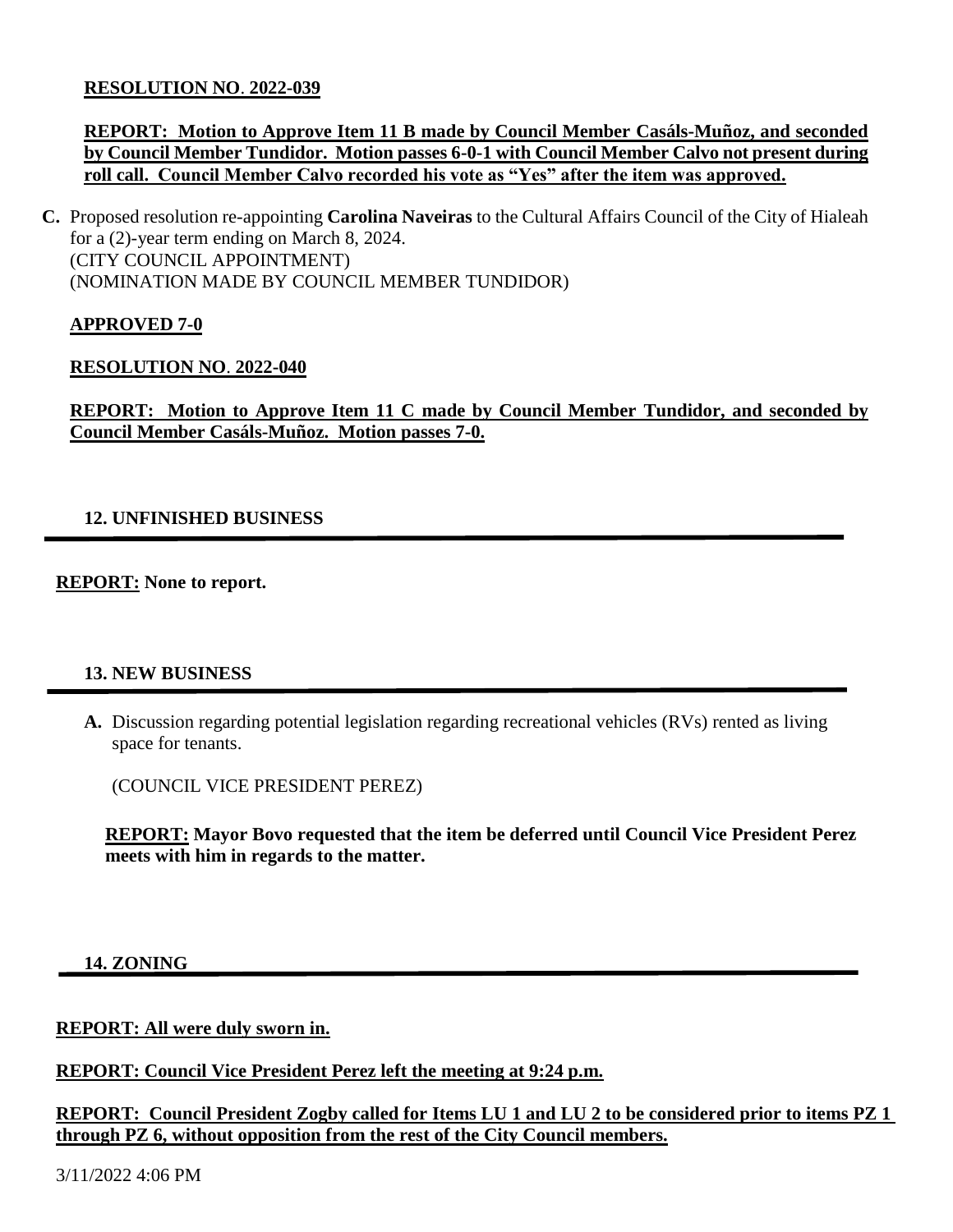**RESOLUTION NO. 2022-039**

**REPORT: Motion to Approve Item 11 B made by Council Member Casáls-Muñoz, and seconded by Council Member Tundidor. Motion passes 6-0-1 with Council Member Calvo not present during roll call. Council Member Calvo recorded his vote as "Yes" after the item was approved.**

**C.** Proposed resolution re-appointing **Carolina Naveiras** to the Cultural Affairs Council of the City of Hialeah for a (2)-year term ending on March 8, 2024.
(CITY COUNCIL APPOINTMENT)
(NOMINATION MADE BY COUNCIL MEMBER TUNDIDOR)

**APPROVED 7-0**

**RESOLUTION NO. 2022-040**

**REPORT: Motion to Approve Item 11 C made by Council Member Tundidor, and seconded by Council Member Casáls-Muñoz. Motion passes 7-0.**

## 12. UNFINISHED BUSINESS

**REPORT: None to report.**

## 13. NEW BUSINESS

**A.** Discussion regarding potential legislation regarding recreational vehicles (RVs) rented as living space for tenants.

(COUNCIL VICE PRESIDENT PEREZ)

**REPORT: Mayor Bovo requested that the item be deferred until Council Vice President Perez meets with him in regards to the matter.**

## 14. ZONING

**REPORT: All were duly sworn in.**

**REPORT: Council Vice President Perez left the meeting at 9:24 p.m.**

**REPORT: Council President Zogby called for Items LU 1 and LU 2 to be considered prior to items PZ 1 through PZ 6, without opposition from the rest of the City Council members.**

3/11/2022 4:06 PM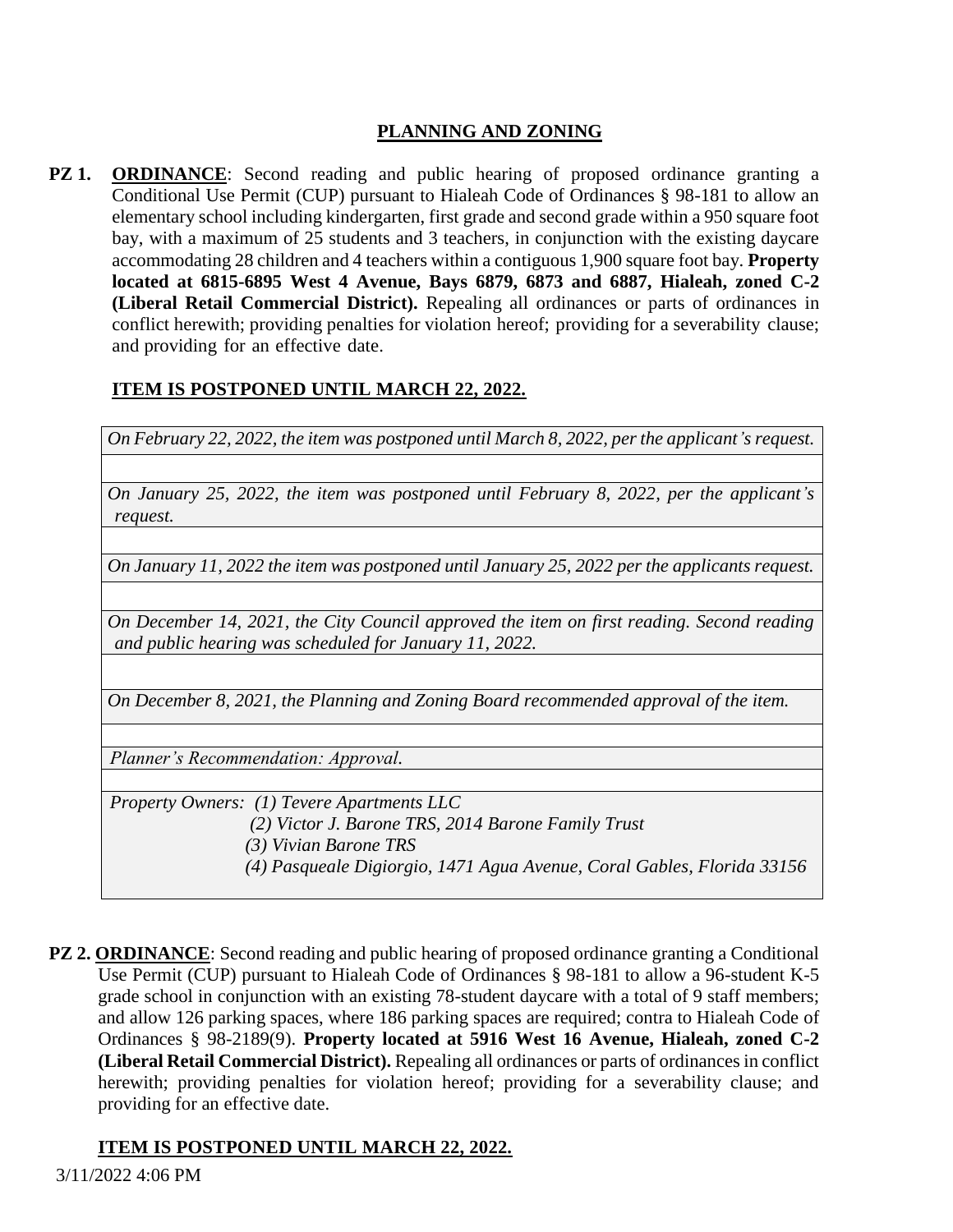## PLANNING AND ZONING

**PZ 1.** **ORDINANCE**: Second reading and public hearing of proposed ordinance granting a Conditional Use Permit (CUP) pursuant to Hialeah Code of Ordinances § 98-181 to allow an elementary school including kindergarten, first grade and second grade within a 950 square foot bay, with a maximum of 25 students and 3 teachers, in conjunction with the existing daycare accommodating 28 children and 4 teachers within a contiguous 1,900 square foot bay. **Property located at 6815-6895 West 4 Avenue, Bays 6879, 6873 and 6887, Hialeah, zoned C-2 (Liberal Retail Commercial District).** Repealing all ordinances or parts of ordinances in conflict herewith; providing penalties for violation hereof; providing for a severability clause; and providing for an effective date.

**ITEM IS POSTPONED UNTIL MARCH 22, 2022.**

*On February 22, 2022, the item was postponed until March 8, 2022, per the applicant's request.*

*On January 25, 2022, the item was postponed until February 8, 2022, per the applicant's request.*

*On January 11, 2022 the item was postponed until January 25, 2022 per the applicants request.*

*On December 14, 2021, the City Council approved the item on first reading. Second reading and public hearing was scheduled for January 11, 2022.*

*On December 8, 2021, the Planning and Zoning Board recommended approval of the item.*

*Planner's Recommendation: Approval.*

*Property Owners: (1) Tevere Apartments LLC*
*(2) Victor J. Barone TRS, 2014 Barone Family Trust*
*(3) Vivian Barone TRS*
*(4) Pasqueale Digiorgio, 1471 Agua Avenue, Coral Gables, Florida 33156*

**PZ 2.** **ORDINANCE**: Second reading and public hearing of proposed ordinance granting a Conditional Use Permit (CUP) pursuant to Hialeah Code of Ordinances § 98-181 to allow a 96-student K-5 grade school in conjunction with an existing 78-student daycare with a total of 9 staff members; and allow 126 parking spaces, where 186 parking spaces are required; contra to Hialeah Code of Ordinances § 98-2189(9). **Property located at 5916 West 16 Avenue, Hialeah, zoned C-2 (Liberal Retail Commercial District).** Repealing all ordinances or parts of ordinances in conflict herewith; providing penalties for violation hereof; providing for a severability clause; and providing for an effective date.

**ITEM IS POSTPONED UNTIL MARCH 22, 2022.**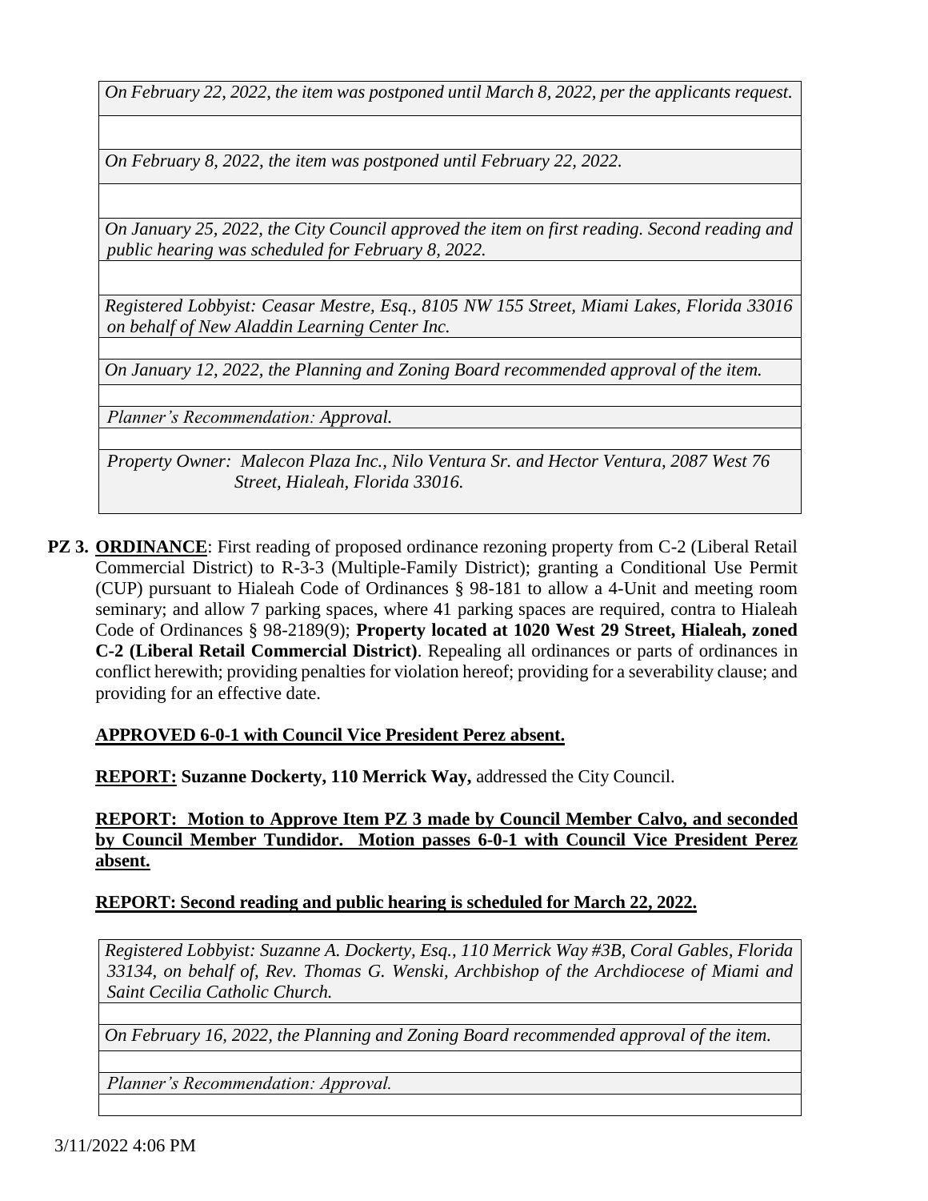*On February 22, 2022, the item was postponed until March 8, 2022, per the applicants request.*

*On February 8, 2022, the item was postponed until February 22, 2022.*

*On January 25, 2022, the City Council approved the item on first reading. Second reading and public hearing was scheduled for February 8, 2022.*

*Registered Lobbyist: Ceasar Mestre, Esq., 8105 NW 155 Street, Miami Lakes, Florida 33016 on behalf of New Aladdin Learning Center Inc.*

*On January 12, 2022, the Planning and Zoning Board recommended approval of the item.*

*Planner's Recommendation: Approval.*

*Property Owner: Malecon Plaza Inc., Nilo Ventura Sr. and Hector Ventura, 2087 West 76 Street, Hialeah, Florida 33016.*

**PZ 3.** **ORDINANCE**: First reading of proposed ordinance rezoning property from C-2 (Liberal Retail Commercial District) to R-3-3 (Multiple-Family District); granting a Conditional Use Permit (CUP) pursuant to Hialeah Code of Ordinances § 98-181 to allow a 4-Unit and meeting room seminary; and allow 7 parking spaces, where 41 parking spaces are required, contra to Hialeah Code of Ordinances § 98-2189(9); **Property located at 1020 West 29 Street, Hialeah, zoned C-2 (Liberal Retail Commercial District)**. Repealing all ordinances or parts of ordinances in conflict herewith; providing penalties for violation hereof; providing for a severability clause; and providing for an effective date.

**APPROVED 6-0-1 with Council Vice President Perez absent.**

**REPORT: Suzanne Dockerty, 110 Merrick Way,** addressed the City Council.

**REPORT: Motion to Approve Item PZ 3 made by Council Member Calvo, and seconded by Council Member Tundidor. Motion passes 6-0-1 with Council Vice President Perez absent.**

**REPORT: Second reading and public hearing is scheduled for March 22, 2022.**

*Registered Lobbyist: Suzanne A. Dockerty, Esq., 110 Merrick Way #3B, Coral Gables, Florida 33134, on behalf of, Rev. Thomas G. Wenski, Archbishop of the Archdiocese of Miami and Saint Cecilia Catholic Church.*

*On February 16, 2022, the Planning and Zoning Board recommended approval of the item.*

*Planner's Recommendation: Approval.*

3/11/2022 4:06 PM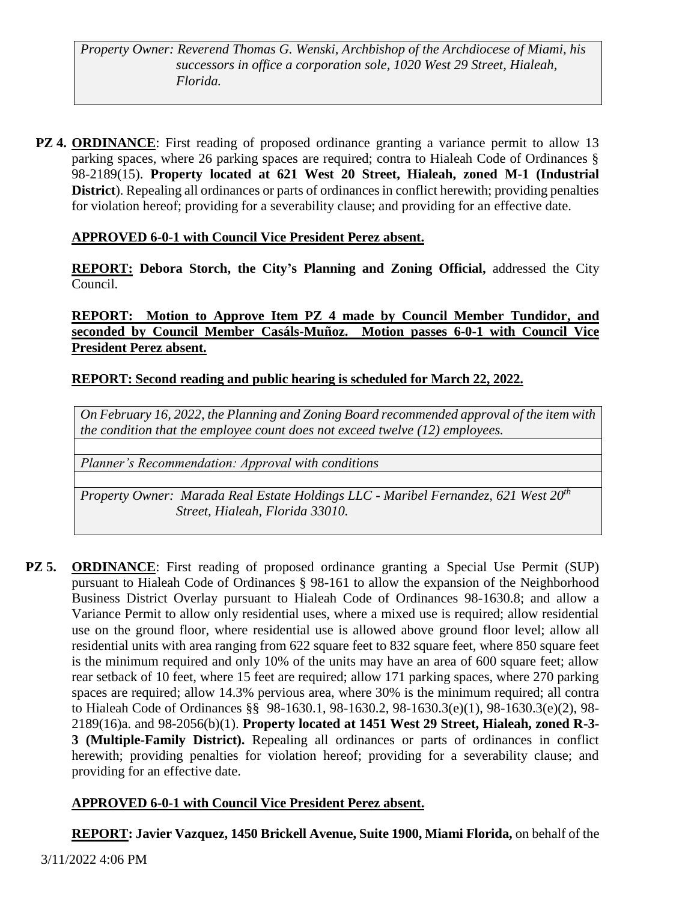*Property Owner: Reverend Thomas G. Wenski, Archbishop of the Archdiocese of Miami, his successors in office a corporation sole, 1020 West 29 Street, Hialeah, Florida.*

**PZ 4.** **ORDINANCE**: First reading of proposed ordinance granting a variance permit to allow 13 parking spaces, where 26 parking spaces are required; contra to Hialeah Code of Ordinances § 98-2189(15). **Property located at 621 West 20 Street, Hialeah, zoned M-1 (Industrial District**). Repealing all ordinances or parts of ordinances in conflict herewith; providing penalties for violation hereof; providing for a severability clause; and providing for an effective date.

**APPROVED 6-0-1 with Council Vice President Perez absent.**

**REPORT: Debora Storch, the City's Planning and Zoning Official,** addressed the City Council.

**REPORT: Motion to Approve Item PZ 4 made by Council Member Tundidor, and seconded by Council Member Casáls-Muñoz. Motion passes 6-0-1 with Council Vice President Perez absent.**

**REPORT: Second reading and public hearing is scheduled for March 22, 2022.**

*On February 16, 2022, the Planning and Zoning Board recommended approval of the item with the condition that the employee count does not exceed twelve (12) employees.*

*Planner's Recommendation: Approval with conditions*

*Property Owner: Marada Real Estate Holdings LLC - Maribel Fernandez, 621 West 20th Street, Hialeah, Florida 33010.*

**PZ 5.** **ORDINANCE**: First reading of proposed ordinance granting a Special Use Permit (SUP) pursuant to Hialeah Code of Ordinances § 98-161 to allow the expansion of the Neighborhood Business District Overlay pursuant to Hialeah Code of Ordinances 98-1630.8; and allow a Variance Permit to allow only residential uses, where a mixed use is required; allow residential use on the ground floor, where residential use is allowed above ground floor level; allow all residential units with area ranging from 622 square feet to 832 square feet, where 850 square feet is the minimum required and only 10% of the units may have an area of 600 square feet; allow rear setback of 10 feet, where 15 feet are required; allow 171 parking spaces, where 270 parking spaces are required; allow 14.3% pervious area, where 30% is the minimum required; all contra to Hialeah Code of Ordinances §§ 98-1630.1, 98-1630.2, 98-1630.3(e)(1), 98-1630.3(e)(2), 98-2189(16)a. and 98-2056(b)(1). **Property located at 1451 West 29 Street, Hialeah, zoned R-3-3 (Multiple-Family District).** Repealing all ordinances or parts of ordinances in conflict herewith; providing penalties for violation hereof; providing for a severability clause; and providing for an effective date.

**APPROVED 6-0-1 with Council Vice President Perez absent.**

**REPORT: Javier Vazquez, 1450 Brickell Avenue, Suite 1900, Miami Florida,** on behalf of the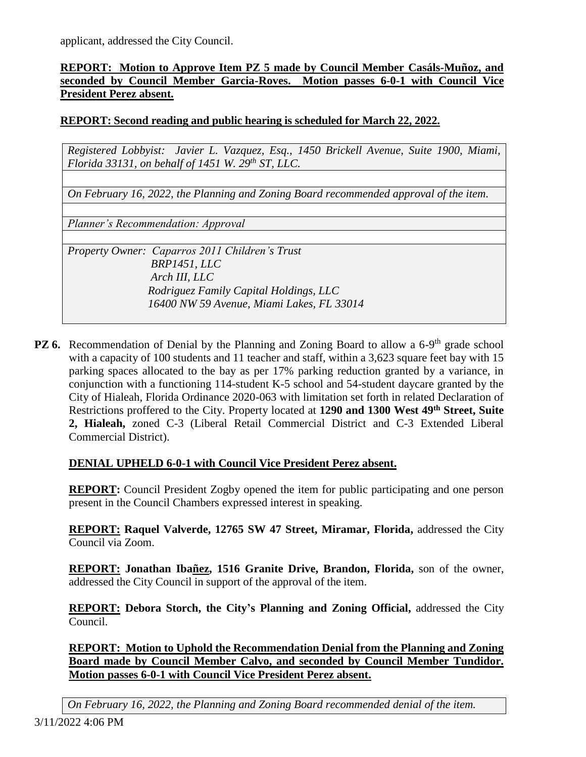applicant, addressed the City Council.

**REPORT: Motion to Approve Item PZ 5 made by Council Member Casáls-Muñoz, and seconded by Council Member Garcia-Roves. Motion passes 6-0-1 with Council Vice President Perez absent.**

**REPORT: Second reading and public hearing is scheduled for March 22, 2022.**

*Registered Lobbyist: Javier L. Vazquez, Esq., 1450 Brickell Avenue, Suite 1900, Miami, Florida 33131, on behalf of 1451 W. 29th ST, LLC.*

*On February 16, 2022, the Planning and Zoning Board recommended approval of the item.*

*Planner's Recommendation: Approval*

*Property Owner: Caparros 2011 Children's Trust*
*BRP1451, LLC*
*Arch III, LLC*
*Rodriguez Family Capital Holdings, LLC*
*16400 NW 59 Avenue, Miami Lakes, FL 33014*

**PZ 6.** Recommendation of Denial by the Planning and Zoning Board to allow a 6-9th grade school with a capacity of 100 students and 11 teacher and staff, within a 3,623 square feet bay with 15 parking spaces allocated to the bay as per 17% parking reduction granted by a variance, in conjunction with a functioning 114-student K-5 school and 54-student daycare granted by the City of Hialeah, Florida Ordinance 2020-063 with limitation set forth in related Declaration of Restrictions proffered to the City. Property located at **1290 and 1300 West 49th Street, Suite 2, Hialeah,** zoned C-3 (Liberal Retail Commercial District and C-3 Extended Liberal Commercial District).

**DENIAL UPHELD 6-0-1 with Council Vice President Perez absent.**

**REPORT:** Council President Zogby opened the item for public participating and one person present in the Council Chambers expressed interest in speaking.

**REPORT: Raquel Valverde, 12765 SW 47 Street, Miramar, Florida,** addressed the City Council via Zoom.

**REPORT: Jonathan Ibañez, 1516 Granite Drive, Brandon, Florida,** son of the owner, addressed the City Council in support of the approval of the item.

**REPORT: Debora Storch, the City's Planning and Zoning Official,** addressed the City Council.

**REPORT: Motion to Uphold the Recommendation Denial from the Planning and Zoning Board made by Council Member Calvo, and seconded by Council Member Tundidor. Motion passes 6-0-1 with Council Vice President Perez absent.**

*On February 16, 2022, the Planning and Zoning Board recommended denial of the item.*

3/11/2022 4:06 PM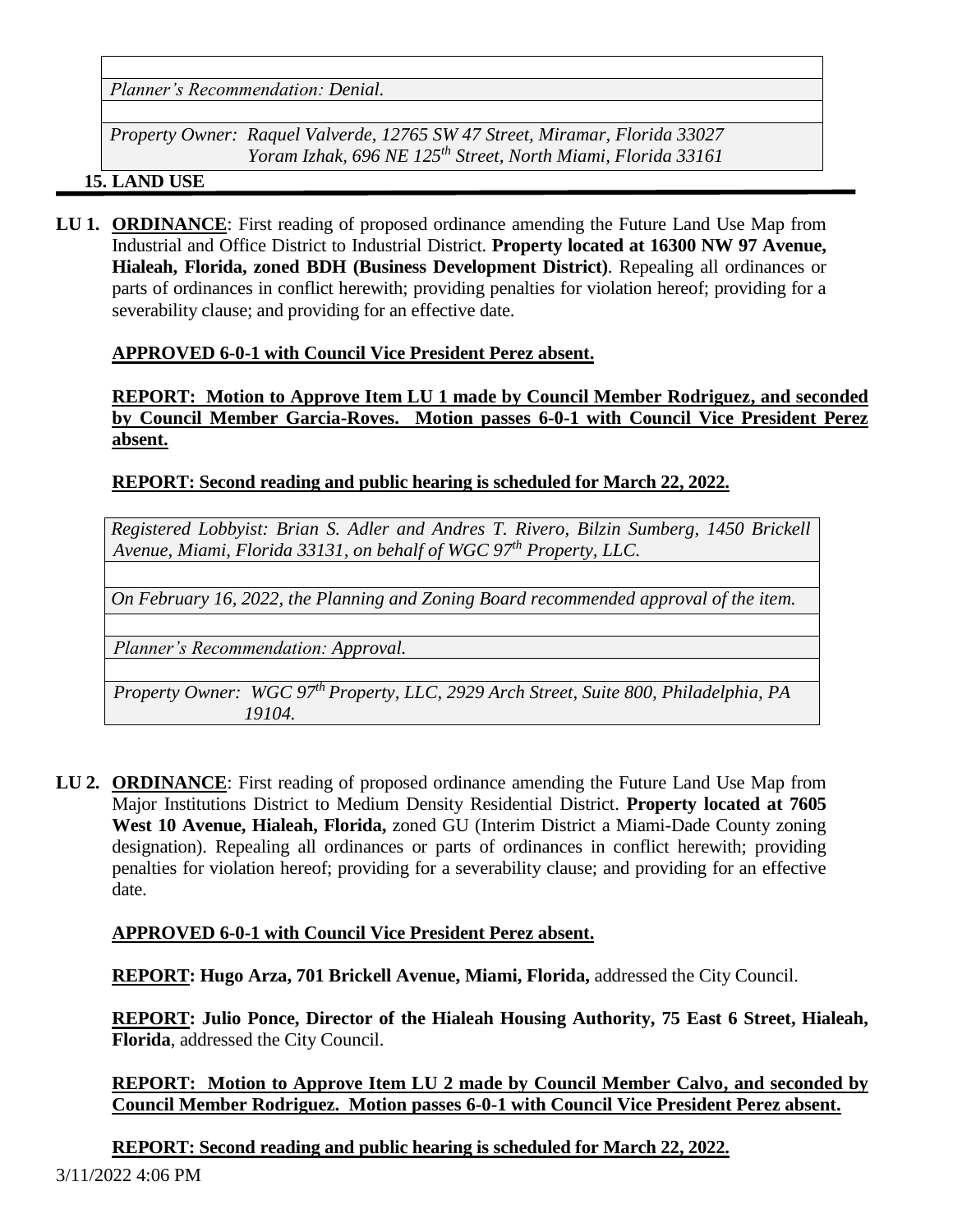*Planner's Recommendation: Denial.*

*Property Owner: Raquel Valverde, 12765 SW 47 Street, Miramar, Florida 33027*
*Yoram Izhak, 696 NE 125th Street, North Miami, Florida 33161*

## 15. LAND USE

**LU 1.** **ORDINANCE**: First reading of proposed ordinance amending the Future Land Use Map from Industrial and Office District to Industrial District. **Property located at 16300 NW 97 Avenue, Hialeah, Florida, zoned BDH (Business Development District)**. Repealing all ordinances or parts of ordinances in conflict herewith; providing penalties for violation hereof; providing for a severability clause; and providing for an effective date.

**APPROVED 6-0-1 with Council Vice President Perez absent.**

**REPORT: Motion to Approve Item LU 1 made by Council Member Rodriguez, and seconded by Council Member Garcia-Roves. Motion passes 6-0-1 with Council Vice President Perez absent.**

**REPORT: Second reading and public hearing is scheduled for March 22, 2022.**

*Registered Lobbyist: Brian S. Adler and Andres T. Rivero, Bilzin Sumberg, 1450 Brickell Avenue, Miami, Florida 33131, on behalf of WGC 97th Property, LLC.*

*On February 16, 2022, the Planning and Zoning Board recommended approval of the item.*

*Planner's Recommendation: Approval.*

*Property Owner: WGC 97th Property, LLC, 2929 Arch Street, Suite 800, Philadelphia, PA 19104.*

**LU 2.** **ORDINANCE**: First reading of proposed ordinance amending the Future Land Use Map from Major Institutions District to Medium Density Residential District. **Property located at 7605 West 10 Avenue, Hialeah, Florida,** zoned GU (Interim District a Miami-Dade County zoning designation). Repealing all ordinances or parts of ordinances in conflict herewith; providing penalties for violation hereof; providing for a severability clause; and providing for an effective date.

**APPROVED 6-0-1 with Council Vice President Perez absent.**

**REPORT: Hugo Arza, 701 Brickell Avenue, Miami, Florida,** addressed the City Council.

**REPORT: Julio Ponce, Director of the Hialeah Housing Authority, 75 East 6 Street, Hialeah, Florida**, addressed the City Council.

**REPORT: Motion to Approve Item LU 2 made by Council Member Calvo, and seconded by Council Member Rodriguez. Motion passes 6-0-1 with Council Vice President Perez absent.**

**REPORT: Second reading and public hearing is scheduled for March 22, 2022.**

3/11/2022 4:06 PM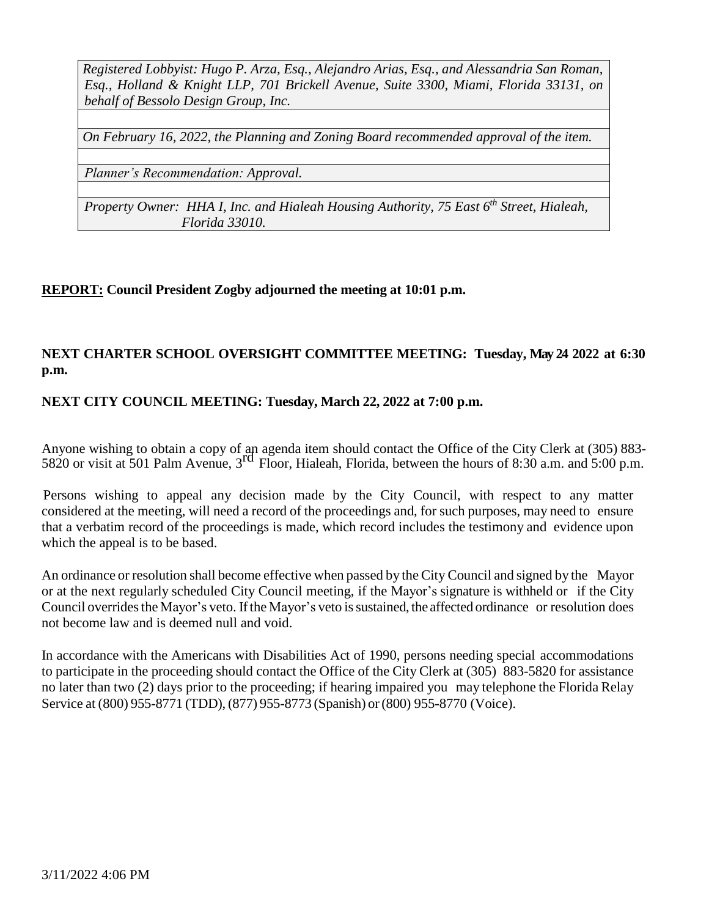| |
|---|
| *Registered Lobbyist: Hugo P. Arza, Esq., Alejandro Arias, Esq., and Alessandria San Roman, Esq., Holland & Knight LLP, 701 Brickell Avenue, Suite 3300, Miami, Florida 33131, on behalf of Bessolo Design Group, Inc.* |
| |
| *On February 16, 2022, the Planning and Zoning Board recommended approval of the item.* |
| |
| *Planner's Recommendation: Approval.* |
| |
| *Property Owner: HHA I, Inc. and Hialeah Housing Authority, 75 East 6th Street, Hialeah, Florida 33010.* |

**<u>REPORT:</u> Council President Zogby adjourned the meeting at 10:01 p.m.**

**NEXT CHARTER SCHOOL OVERSIGHT COMMITTEE MEETING: Tuesday, May 24 2022 at 6:30 p.m.**

**NEXT CITY COUNCIL MEETING: Tuesday, March 22, 2022 at 7:00 p.m.**

Anyone wishing to obtain a copy of an agenda item should contact the Office of the City Clerk at (305) 883-5820 or visit at 501 Palm Avenue, 3rd Floor, Hialeah, Florida, between the hours of 8:30 a.m. and 5:00 p.m.

Persons wishing to appeal any decision made by the City Council, with respect to any matter considered at the meeting, will need a record of the proceedings and, for such purposes, may need to ensure that a verbatim record of the proceedings is made, which record includes the testimony and evidence upon which the appeal is to be based.

An ordinance or resolution shall become effective when passed by the City Council and signed by the Mayor or at the next regularly scheduled City Council meeting, if the Mayor's signature is withheld or if the City Council overrides the Mayor's veto. If the Mayor's veto is sustained, the affected ordinance or resolution does not become law and is deemed null and void.

In accordance with the Americans with Disabilities Act of 1990, persons needing special accommodations to participate in the proceeding should contact the Office of the City Clerk at (305) 883-5820 for assistance no later than two (2) days prior to the proceeding; if hearing impaired you may telephone the Florida Relay Service at (800) 955-8771 (TDD), (877) 955-8773 (Spanish) or (800) 955-8770 (Voice).

3/11/2022 4:06 PM